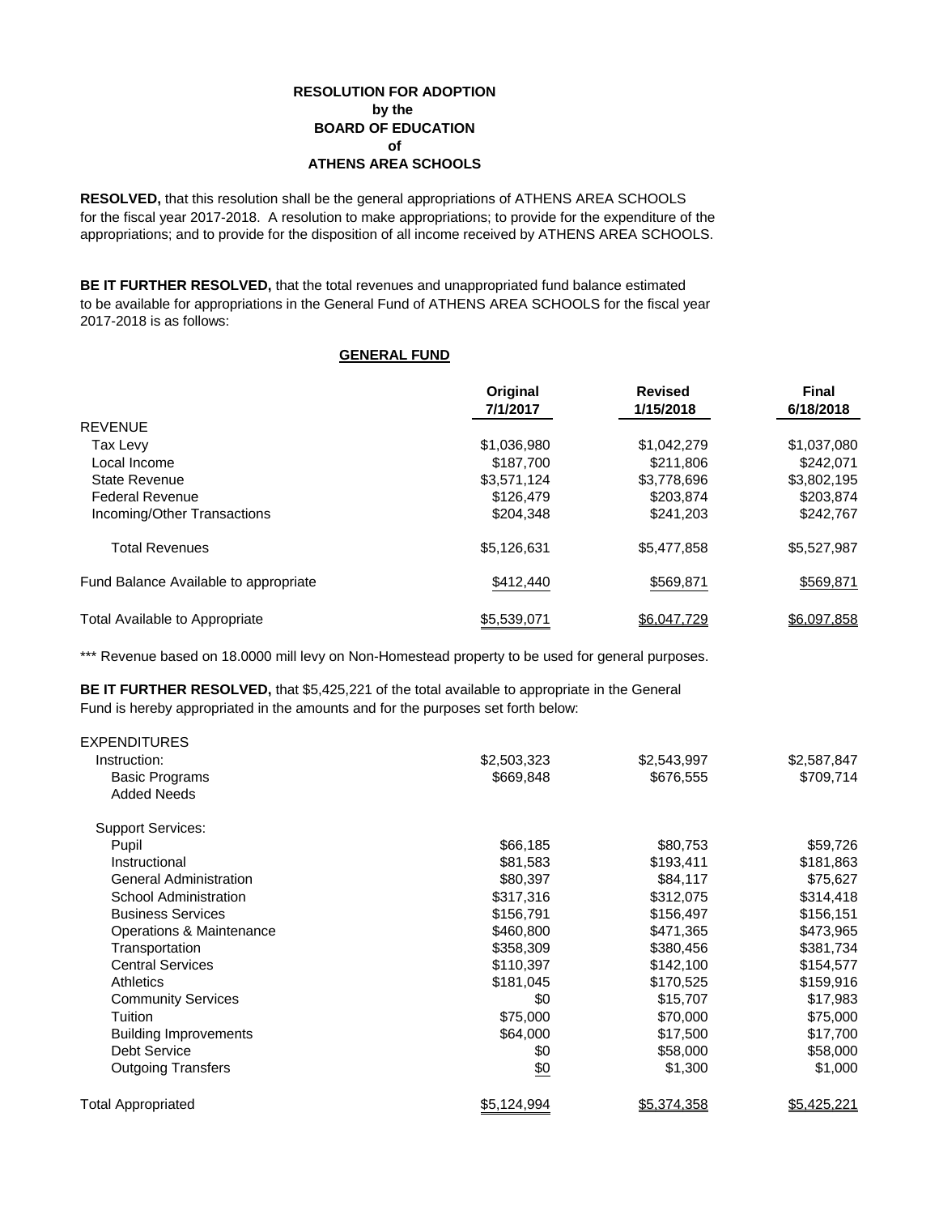**RESOLUTION FOR ADOPTION**
**by the**
**BOARD OF EDUCATION**
**of**
**ATHENS AREA SCHOOLS**

**RESOLVED,** that this resolution shall be the general appropriations of ATHENS AREA SCHOOLS for the fiscal year 2017-2018. A resolution to make appropriations; to provide for the expenditure of the appropriations; and to provide for the disposition of all income received by ATHENS AREA SCHOOLS.

**BE IT FURTHER RESOLVED,** that the total revenues and unappropriated fund balance estimated to be available for appropriations in the General Fund of ATHENS AREA SCHOOLS for the fiscal year 2017-2018 is as follows:

**GENERAL FUND**

| | Original 7/1/2017 | Revised 1/15/2018 | Final 6/18/2018 |
|---|---|---|---|
| REVENUE | | | |
| Tax Levy | $1,036,980 | $1,042,279 | $1,037,080 |
| Local Income | $187,700 | $211,806 | $242,071 |
| State Revenue | $3,571,124 | $3,778,696 | $3,802,195 |
| Federal Revenue | $126,479 | $203,874 | $203,874 |
| Incoming/Other Transactions | $204,348 | $241,203 | $242,767 |
| Total Revenues | $5,126,631 | $5,477,858 | $5,527,987 |
| Fund Balance Available to appropriate | $412,440 | $569,871 | $569,871 |
| Total Available to Appropriate | $5,539,071 | $6,047,729 | $6,097,858 |

*** Revenue based on 18.0000 mill levy on Non-Homestead property to be used for general purposes.

**BE IT FURTHER RESOLVED,** that $5,425,221 of the total available to appropriate in the General Fund is hereby appropriated in the amounts and for the purposes set forth below:

| | Original 7/1/2017 | Revised 1/15/2018 | Final 6/18/2018 |
|---|---|---|---|
| EXPENDITURES | | | |
| Instruction: | $2,503,323 | $2,543,997 | $2,587,847 |
| Basic Programs | $669,848 | $676,555 | $709,714 |
| Added Needs | | | |
| Support Services: | | | |
| Pupil | $66,185 | $80,753 | $59,726 |
| Instructional | $81,583 | $193,411 | $181,863 |
| General Administration | $80,397 | $84,117 | $75,627 |
| School Administration | $317,316 | $312,075 | $314,418 |
| Business Services | $156,791 | $156,497 | $156,151 |
| Operations & Maintenance | $460,800 | $471,365 | $473,965 |
| Transportation | $358,309 | $380,456 | $381,734 |
| Central Services | $110,397 | $142,100 | $154,577 |
| Athletics | $181,045 | $170,525 | $159,916 |
| Community Services | $0 | $15,707 | $17,983 |
| Tuition | $75,000 | $70,000 | $75,000 |
| Building Improvements | $64,000 | $17,500 | $17,700 |
| Debt Service | $0 | $58,000 | $58,000 |
| Outgoing Transfers | $0 | $1,300 | $1,000 |
| Total Appropriated | $5,124,994 | $5,374,358 | $5,425,221 |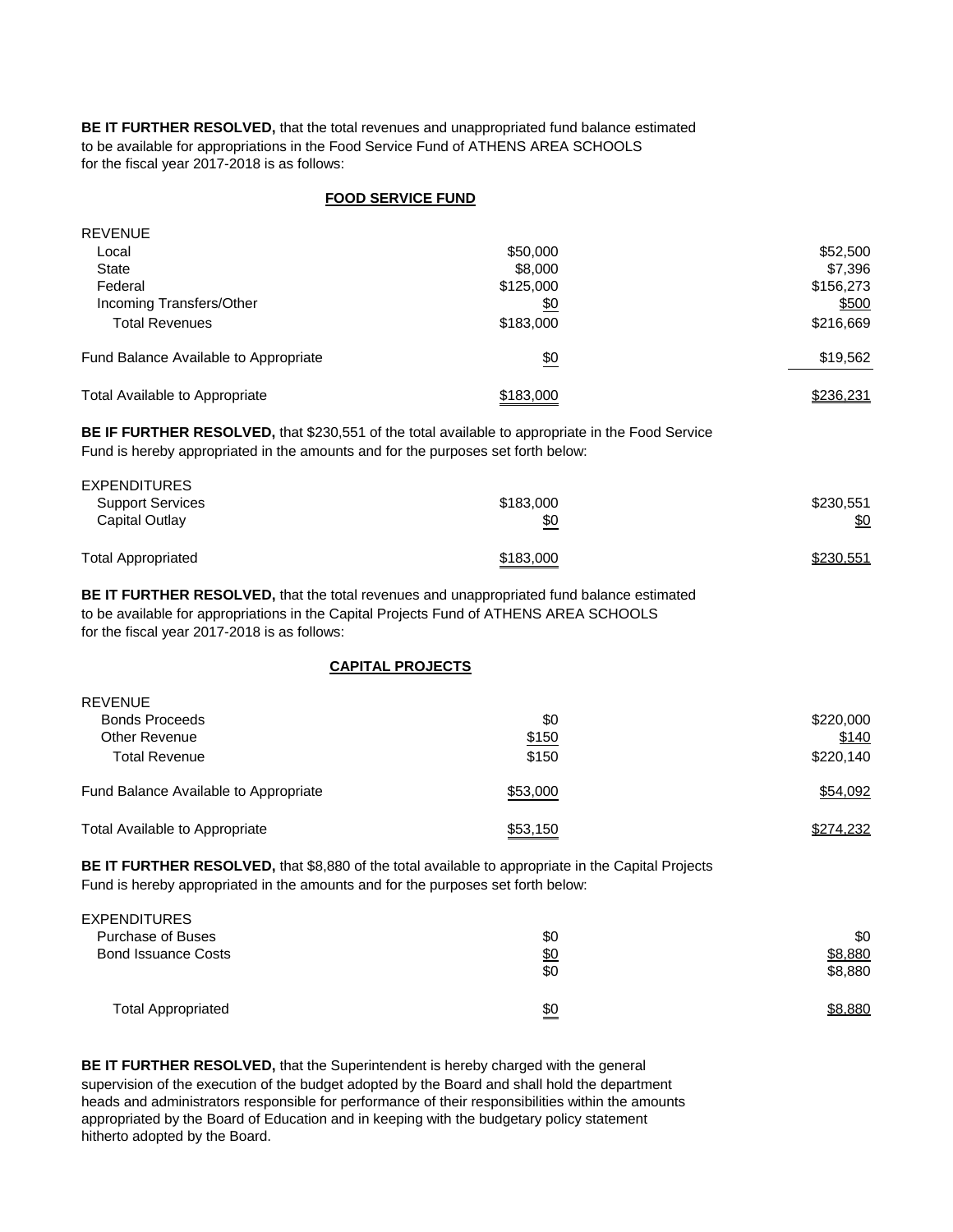**BE IT FURTHER RESOLVED,** that the total revenues and unappropriated fund balance estimated to be available for appropriations in the Food Service Fund of ATHENS AREA SCHOOLS for the fiscal year 2017-2018 is as follows:

**FOOD SERVICE FUND**

| | | |
|---|---|---|
| REVENUE | | |
| Local | $50,000 | $52,500 |
| State | $8,000 | $7,396 |
| Federal | $125,000 | $156,273 |
| Incoming Transfers/Other | $0 | $500 |
| Total Revenues | $183,000 | $216,669 |
| Fund Balance Available to Appropriate | $0 | $19,562 |
| Total Available to Appropriate | $183,000 | $236,231 |

**BE IF FURTHER RESOLVED,** that $230,551 of the total available to appropriate in the Food Service Fund is hereby appropriated in the amounts and for the purposes set forth below:

| | | |
|---|---|---|
| EXPENDITURES | | |
| Support Services | $183,000 | $230,551 |
| Capital Outlay | $0 | $0 |
| Total Appropriated | $183,000 | $230,551 |

**BE IT FURTHER RESOLVED,** that the total revenues and unappropriated fund balance estimated to be available for appropriations in the Capital Projects Fund of ATHENS AREA SCHOOLS for the fiscal year 2017-2018 is as follows:

**CAPITAL PROJECTS**

| | | |
|---|---|---|
| REVENUE | | |
| Bonds Proceeds | $0 | $220,000 |
| Other Revenue | $150 | $140 |
| Total Revenue | $150 | $220,140 |
| Fund Balance Available to Appropriate | $53,000 | $54,092 |
| Total Available to Appropriate | $53,150 | $274,232 |

**BE IT FURTHER RESOLVED,** that $8,880 of the total available to appropriate in the Capital Projects Fund is hereby appropriated in the amounts and for the purposes set forth below:

| | | |
|---|---|---|
| EXPENDITURES | | |
| Purchase of Buses | $0 | $0 |
| Bond Issuance Costs | $0 | $8,880 |
| | $0 | $8,880 |
| Total Appropriated | $0 | $8,880 |

**BE IT FURTHER RESOLVED,** that the Superintendent is hereby charged with the general supervision of the execution of the budget adopted by the Board and shall hold the department heads and administrators responsible for performance of their responsibilities within the amounts appropriated by the Board of Education and in keeping with the budgetary policy statement hitherto adopted by the Board.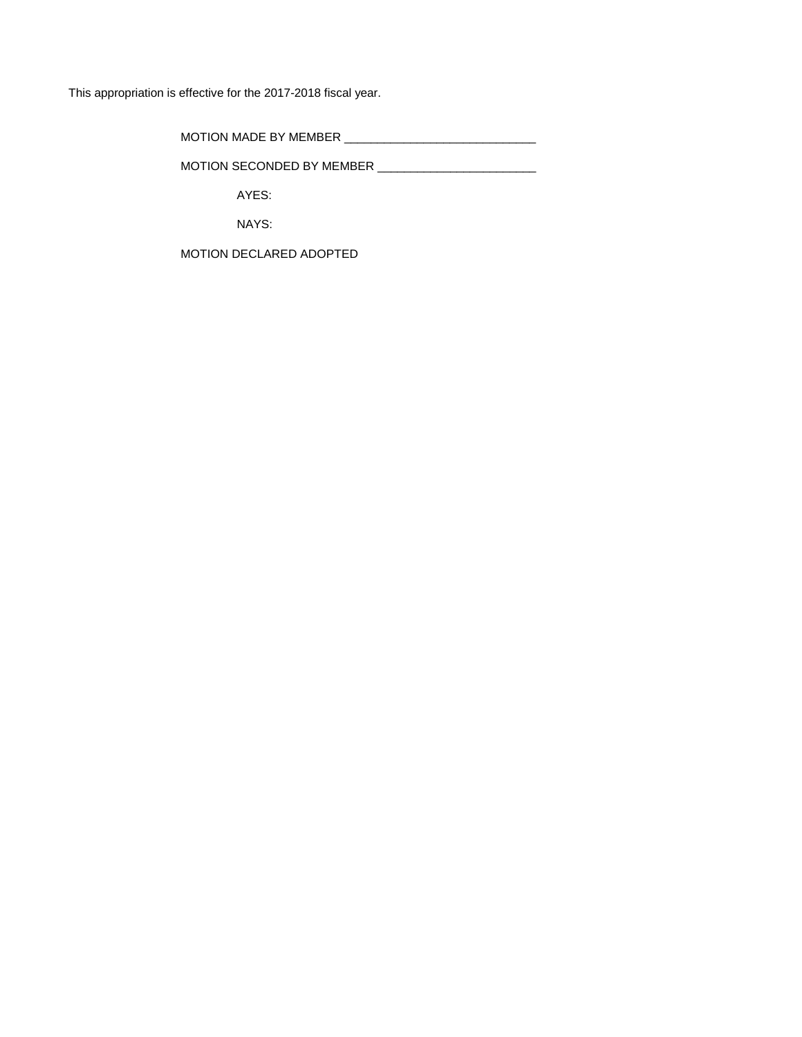This appropriation is effective for the 2017-2018 fiscal year.

MOTION MADE BY MEMBER _____________________________

MOTION SECONDED BY MEMBER ________________________

AYES:

NAYS:

MOTION DECLARED ADOPTED